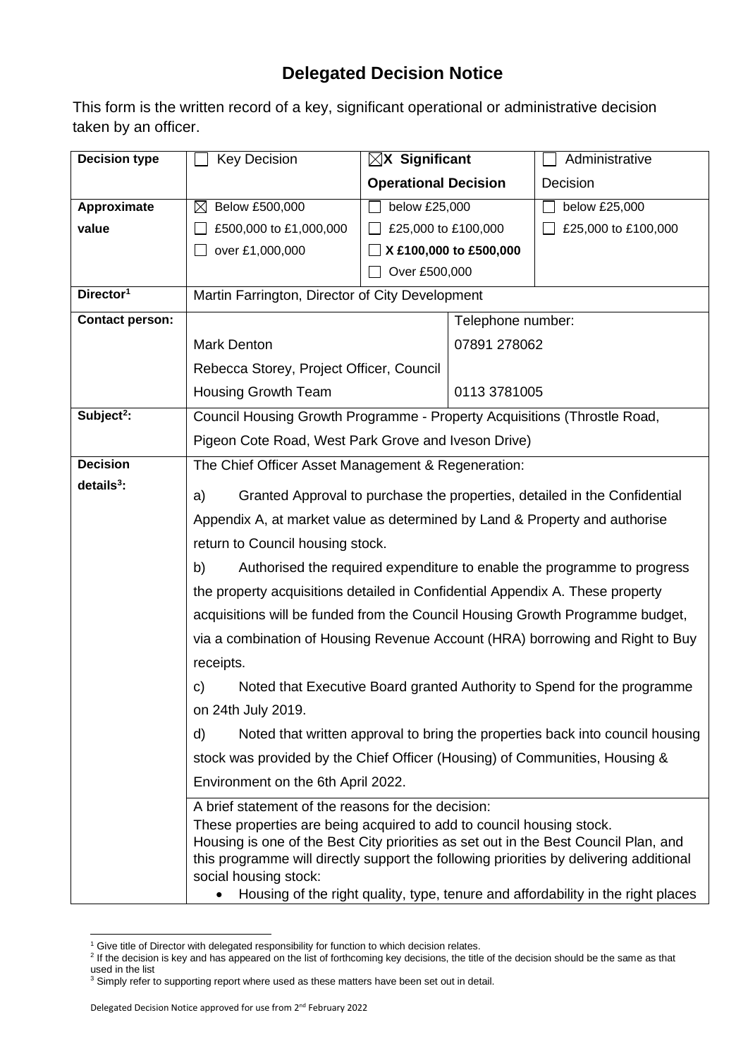# Delegated Decision Notice

This form is the written record of a key, significant operational or administrative decision taken by an officer.

| **Decision type** | ☐ Key Decision | ☒X **Significant Operational Decision** | | ☐ Administrative Decision |
|---|---|---|---|---|
| **Approximate value** | ☒ Below £500,000<br>☐ £500,000 to £1,000,000<br>☐ over £1,000,000 | ☐ below £25,000<br>☐ £25,000 to £100,000<br>☐ **X £100,000 to £500,000**<br>☐ Over £500,000 | | ☐ below £25,000<br>☐ £25,000 to £100,000 |
| **Director[1]** | Martin Farrington, Director of City Development | | | |
| **Contact person:** | Mark Denton<br>Rebecca Storey, Project Officer, Council Housing Growth Team | | Telephone number:<br>07891 278062<br>0113 3781005 | |
| **Subject[2]:** | Council Housing Growth Programme - Property Acquisitions (Throstle Road, Pigeon Cote Road, West Park Grove and Iveson Drive) | | | |
| **Decision details[3]:** | The Chief Officer Asset Management & Regeneration:<br>a) Granted Approval to purchase the properties, detailed in the Confidential Appendix A, at market value as determined by Land & Property and authorise return to Council housing stock.<br>b) Authorised the required expenditure to enable the programme to progress the property acquisitions detailed in Confidential Appendix A. These property acquisitions will be funded from the Council Housing Growth Programme budget, via a combination of Housing Revenue Account (HRA) borrowing and Right to Buy receipts.<br>c) Noted that Executive Board granted Authority to Spend for the programme on 24th July 2019.<br>d) Noted that written approval to bring the properties back into council housing stock was provided by the Chief Officer (Housing) of Communities, Housing & Environment on the 6th April 2022. | | | |
| | A brief statement of the reasons for the decision:<br>These properties are being acquired to add to council housing stock.<br>Housing is one of the Best City priorities as set out in the Best Council Plan, and this programme will directly support the following priorities by delivering additional social housing stock:<br>• Housing of the right quality, type, tenure and affordability in the right places | | | |

[1] Give title of Director with delegated responsibility for function to which decision relates.
[2] If the decision is key and has appeared on the list of forthcoming key decisions, the title of the decision should be the same as that used in the list
[3] Simply refer to supporting report where used as these matters have been set out in detail.

Delegated Decision Notice approved for use from 2nd February 2022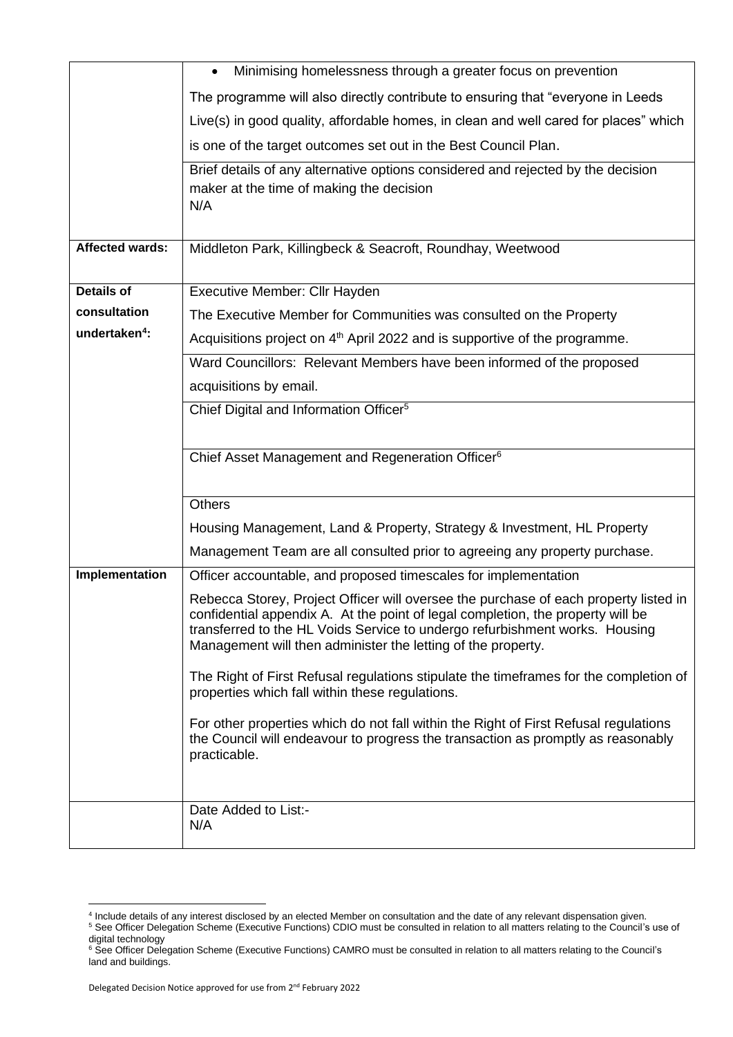| | |
|---|---|
| | • Minimising homelessness through a greater focus on prevention<br><br>The programme will also directly contribute to ensuring that "everyone in Leeds Live(s) in good quality, affordable homes, in clean and well cared for places" which is one of the target outcomes set out in the Best Council Plan. |
| | Brief details of any alternative options considered and rejected by the decision maker at the time of making the decision<br>N/A |
| **Affected wards:** | Middleton Park, Killingbeck & Seacroft, Roundhay, Weetwood |
| **Details of consultation undertaken[4]:** | Executive Member: Cllr Hayden<br><br>The Executive Member for Communities was consulted on the Property Acquisitions project on 4th April 2022 and is supportive of the programme. |
| | Ward Councillors: Relevant Members have been informed of the proposed acquisitions by email. |
| | Chief Digital and Information Officer[5] |
| | Chief Asset Management and Regeneration Officer[6] |
| | Others<br><br>Housing Management, Land & Property, Strategy & Investment, HL Property Management Team are all consulted prior to agreeing any property purchase. |
| **Implementation** | Officer accountable, and proposed timescales for implementation<br><br>Rebecca Storey, Project Officer will oversee the purchase of each property listed in confidential appendix A. At the point of legal completion, the property will be transferred to the HL Voids Service to undergo refurbishment works. Housing Management will then administer the letting of the property.<br><br>The Right of First Refusal regulations stipulate the timeframes for the completion of properties which fall within these regulations.<br><br>For other properties which do not fall within the Right of First Refusal regulations the Council will endeavour to progress the transaction as promptly as reasonably practicable. |
| | Date Added to List:-<br>N/A |

[4] Include details of any interest disclosed by an elected Member on consultation and the date of any relevant dispensation given.

[5] See Officer Delegation Scheme (Executive Functions) CDIO must be consulted in relation to all matters relating to the Council's use of digital technology

[6] See Officer Delegation Scheme (Executive Functions) CAMRO must be consulted in relation to all matters relating to the Council's land and buildings.

Delegated Decision Notice approved for use from 2nd February 2022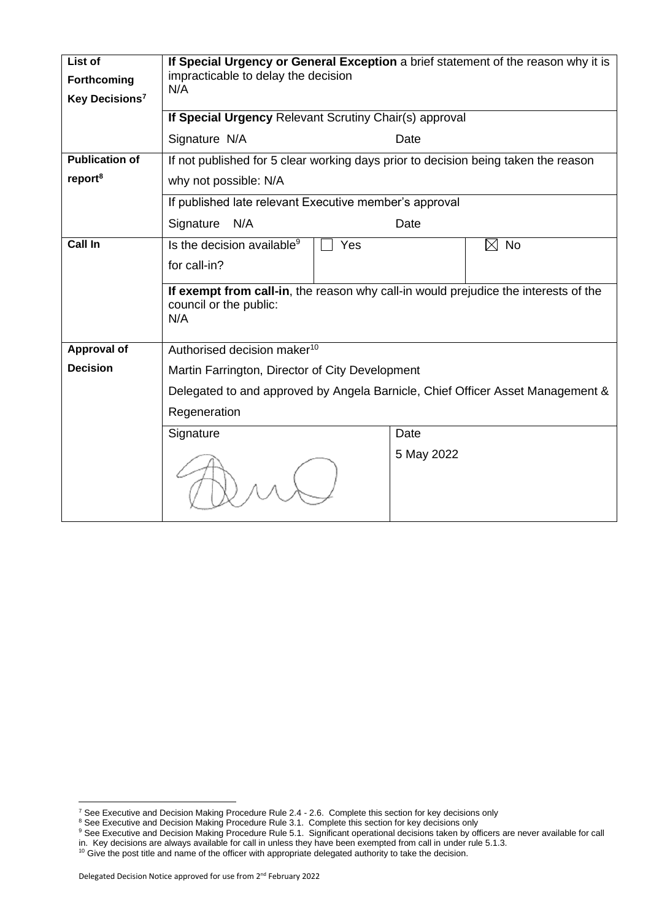| | | | | |
|---|---|---|---|---|
| **List of Forthcoming Key Decisions**[7] | **If Special Urgency or General Exception** a brief statement of the reason why it is impracticable to delay the decision<br>N/A | | | |
| | **If Special Urgency** Relevant Scrutiny Chair(s) approval | | | |
| | Signature N/A | | Date | |
| **Publication of report**[8] | If not published for 5 clear working days prior to decision being taken the reason why not possible: N/A | | | |
| | If published late relevant Executive member's approval | | | |
| | Signature N/A | | Date | |
| **Call In** | Is the decision available[9] for call-in? | ☐ Yes | | ☒ No |
| | **If exempt from call-in**, the reason why call-in would prejudice the interests of the council or the public:<br>N/A | | | |
| **Approval of Decision** | Authorised decision maker[10]<br>Martin Farrington, Director of City Development<br>Delegated to and approved by Angela Barnicle, Chief Officer Asset Management & Regeneration | | | |
| | Signature<br>[signature] | | Date<br>5 May 2022 | |

[7] See Executive and Decision Making Procedure Rule 2.4 - 2.6. Complete this section for key decisions only

[8] See Executive and Decision Making Procedure Rule 3.1. Complete this section for key decisions only

[9] See Executive and Decision Making Procedure Rule 5.1. Significant operational decisions taken by officers are never available for call in. Key decisions are always available for call in unless they have been exempted from call in under rule 5.1.3.

[10] Give the post title and name of the officer with appropriate delegated authority to take the decision.

Delegated Decision Notice approved for use from 2nd February 2022